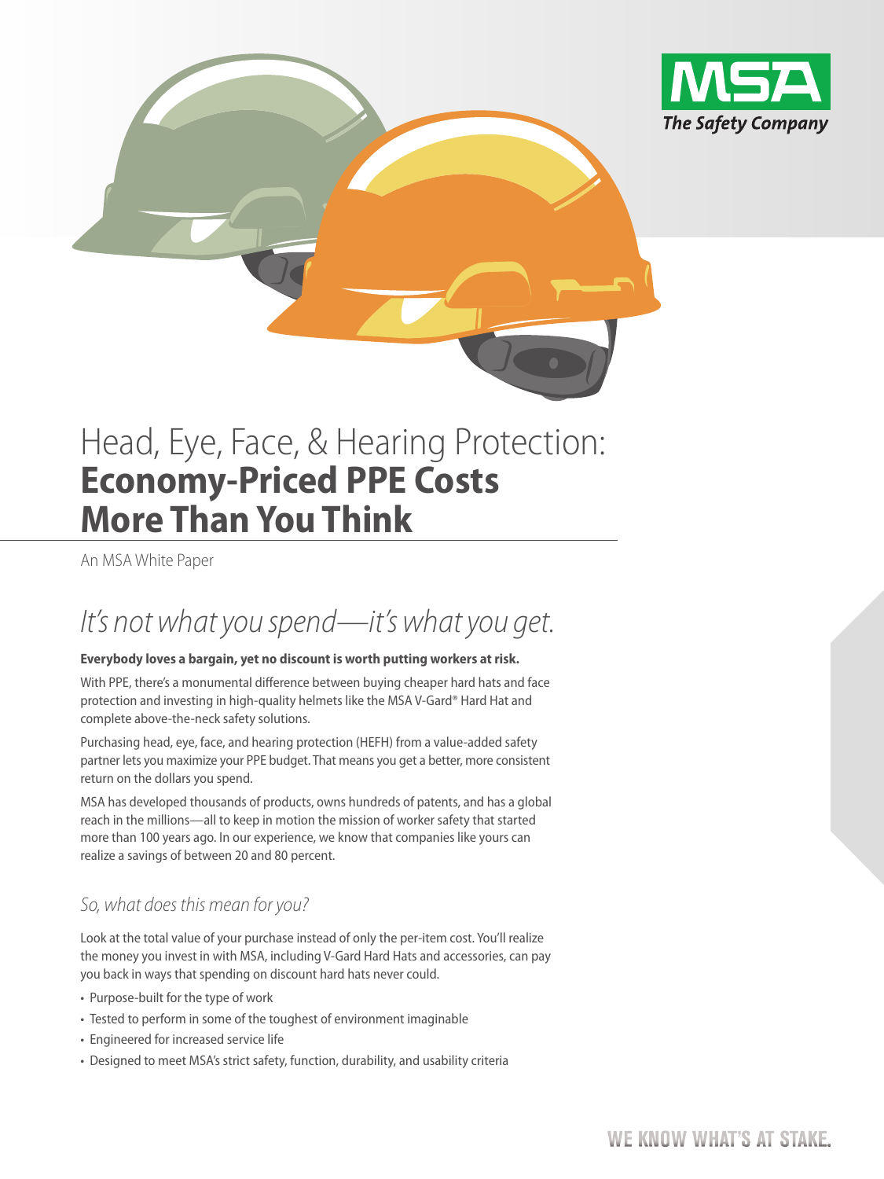# Head, Eye, Face, & Hearing Protection: **Economy-Priced PPE Costs More Than You Think**

An MSA White Paper

## *It's not what you spend—it's what you get.*

**Everybody loves a bargain, yet no discount is worth putting workers at risk.**

With PPE, there's a monumental difference between buying cheaper hard hats and face protection and investing in high-quality helmets like the MSA V-Gard® Hard Hat and complete above-the-neck safety solutions.

Purchasing head, eye, face, and hearing protection (HEFH) from a value-added safety partner lets you maximize your PPE budget. That means you get a better, more consistent return on the dollars you spend.

MSA has developed thousands of products, owns hundreds of patents, and has a global reach in the millions—all to keep in motion the mission of worker safety that started more than 100 years ago. In our experience, we know that companies like yours can realize a savings of between 20 and 80 percent.

### *So, what does this mean for you?*

Look at the total value of your purchase instead of only the per-item cost. You'll realize the money you invest in with MSA, including V-Gard Hard Hats and accessories, can pay you back in ways that spending on discount hard hats never could.

- Purpose-built for the type of work
- Tested to perform in some of the toughest of environment imaginable
- Engineered for increased service life
- Designed to meet MSA's strict safety, function, durability, and usability criteria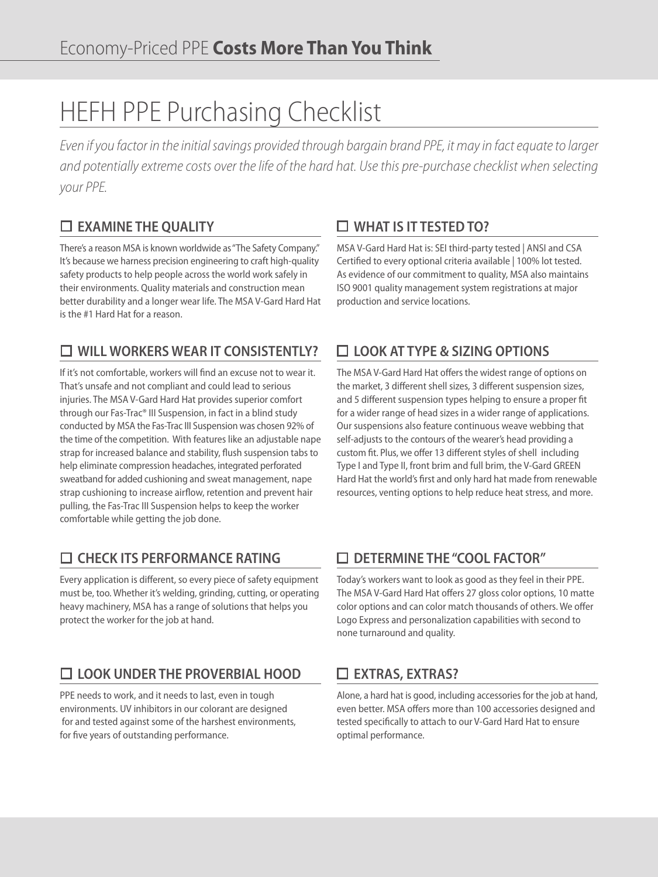Economy-Priced PPE **Costs More Than You Think**

# HEFH PPE Purchasing Checklist

*Even if you factor in the initial savings provided through bargain brand PPE, it may in fact equate to larger and potentially extreme costs over the life of the hard hat. Use this pre-purchase checklist when selecting your PPE.*

## ☐ EXAMINE THE QUALITY

There's a reason MSA is known worldwide as "The Safety Company." It's because we harness precision engineering to craft high-quality safety products to help people across the world work safely in their environments. Quality materials and construction mean better durability and a longer wear life. The MSA V-Gard Hard Hat is the #1 Hard Hat for a reason.

## ☐ WILL WORKERS WEAR IT CONSISTENTLY?

If it's not comfortable, workers will find an excuse not to wear it. That's unsafe and not compliant and could lead to serious injuries. The MSA V-Gard Hard Hat provides superior comfort through our Fas-Trac® III Suspension, in fact in a blind study conducted by MSA the Fas-Trac III Suspension was chosen 92% of the time of the competition. With features like an adjustable nape strap for increased balance and stability, flush suspension tabs to help eliminate compression headaches, integrated perforated sweatband for added cushioning and sweat management, nape strap cushioning to increase airflow, retention and prevent hair pulling, the Fas-Trac III Suspension helps to keep the worker comfortable while getting the job done.

## ☐ CHECK ITS PERFORMANCE RATING

Every application is different, so every piece of safety equipment must be, too. Whether it's welding, grinding, cutting, or operating heavy machinery, MSA has a range of solutions that helps you protect the worker for the job at hand.

## ☐ LOOK UNDER THE PROVERBIAL HOOD

PPE needs to work, and it needs to last, even in tough environments. UV inhibitors in our colorant are designed for and tested against some of the harshest environments, for five years of outstanding performance.

## ☐ WHAT IS IT TESTED TO?

MSA V-Gard Hard Hat is: SEI third-party tested | ANSI and CSA Certified to every optional criteria available | 100% lot tested. As evidence of our commitment to quality, MSA also maintains ISO 9001 quality management system registrations at major production and service locations.

## ☐ LOOK AT TYPE & SIZING OPTIONS

The MSA V-Gard Hard Hat offers the widest range of options on the market, 3 different shell sizes, 3 different suspension sizes, and 5 different suspension types helping to ensure a proper fit for a wider range of head sizes in a wider range of applications. Our suspensions also feature continuous weave webbing that self-adjusts to the contours of the wearer's head providing a custom fit. Plus, we offer 13 different styles of shell including Type I and Type II, front brim and full brim, the V-Gard GREEN Hard Hat the world's first and only hard hat made from renewable resources, venting options to help reduce heat stress, and more.

## ☐ DETERMINE THE "COOL FACTOR"

Today's workers want to look as good as they feel in their PPE. The MSA V-Gard Hard Hat offers 27 gloss color options, 10 matte color options and can color match thousands of others. We offer Logo Express and personalization capabilities with second to none turnaround and quality.

## ☐ EXTRAS, EXTRAS?

Alone, a hard hat is good, including accessories for the job at hand, even better. MSA offers more than 100 accessories designed and tested specifically to attach to our V-Gard Hard Hat to ensure optimal performance.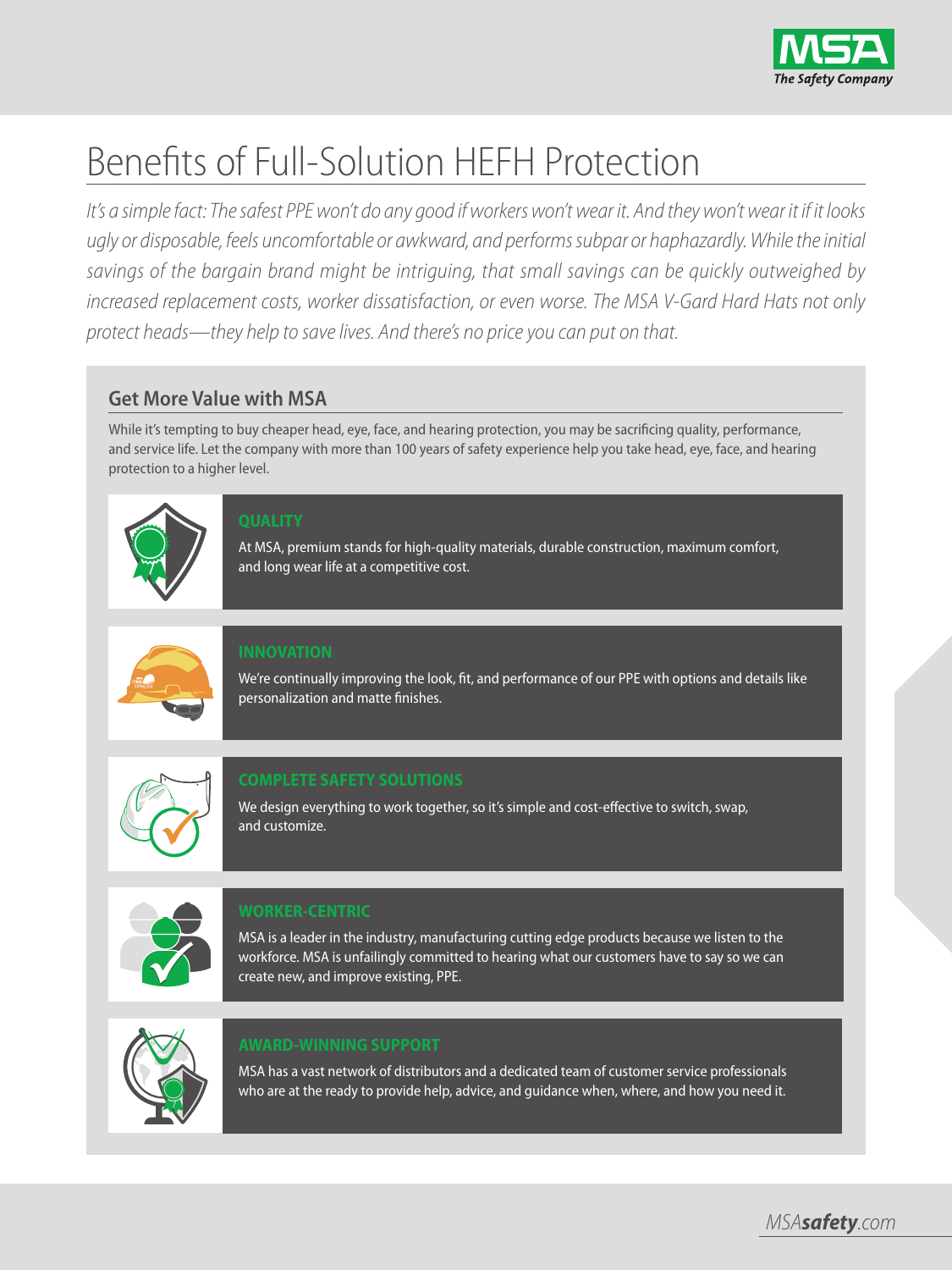# Benefits of Full-Solution HEFH Protection

*It's a simple fact: The safest PPE won't do any good if workers won't wear it. And they won't wear it if it looks ugly or disposable, feels uncomfortable or awkward, and performs subpar or haphazardly. While the initial savings of the bargain brand might be intriguing, that small savings can be quickly outweighed by increased replacement costs, worker dissatisfaction, or even worse. The MSA V-Gard Hard Hats not only protect heads—they help to save lives. And there's no price you can put on that.*

## Get More Value with MSA

While it's tempting to buy cheaper head, eye, face, and hearing protection, you may be sacrificing quality, performance, and service life. Let the company with more than 100 years of safety experience help you take head, eye, face, and hearing protection to a higher level.

### QUALITY

At MSA, premium stands for high-quality materials, durable construction, maximum comfort, and long wear life at a competitive cost.

### INNOVATION

We're continually improving the look, fit, and performance of our PPE with options and details like personalization and matte finishes.

### COMPLETE SAFETY SOLUTIONS

We design everything to work together, so it's simple and cost-effective to switch, swap, and customize.

### WORKER-CENTRIC

MSA is a leader in the industry, manufacturing cutting edge products because we listen to the workforce. MSA is unfailingly committed to hearing what our customers have to say so we can create new, and improve existing, PPE.

### AWARD-WINNING SUPPORT

MSA has a vast network of distributors and a dedicated team of customer service professionals who are at the ready to provide help, advice, and guidance when, where, and how you need it.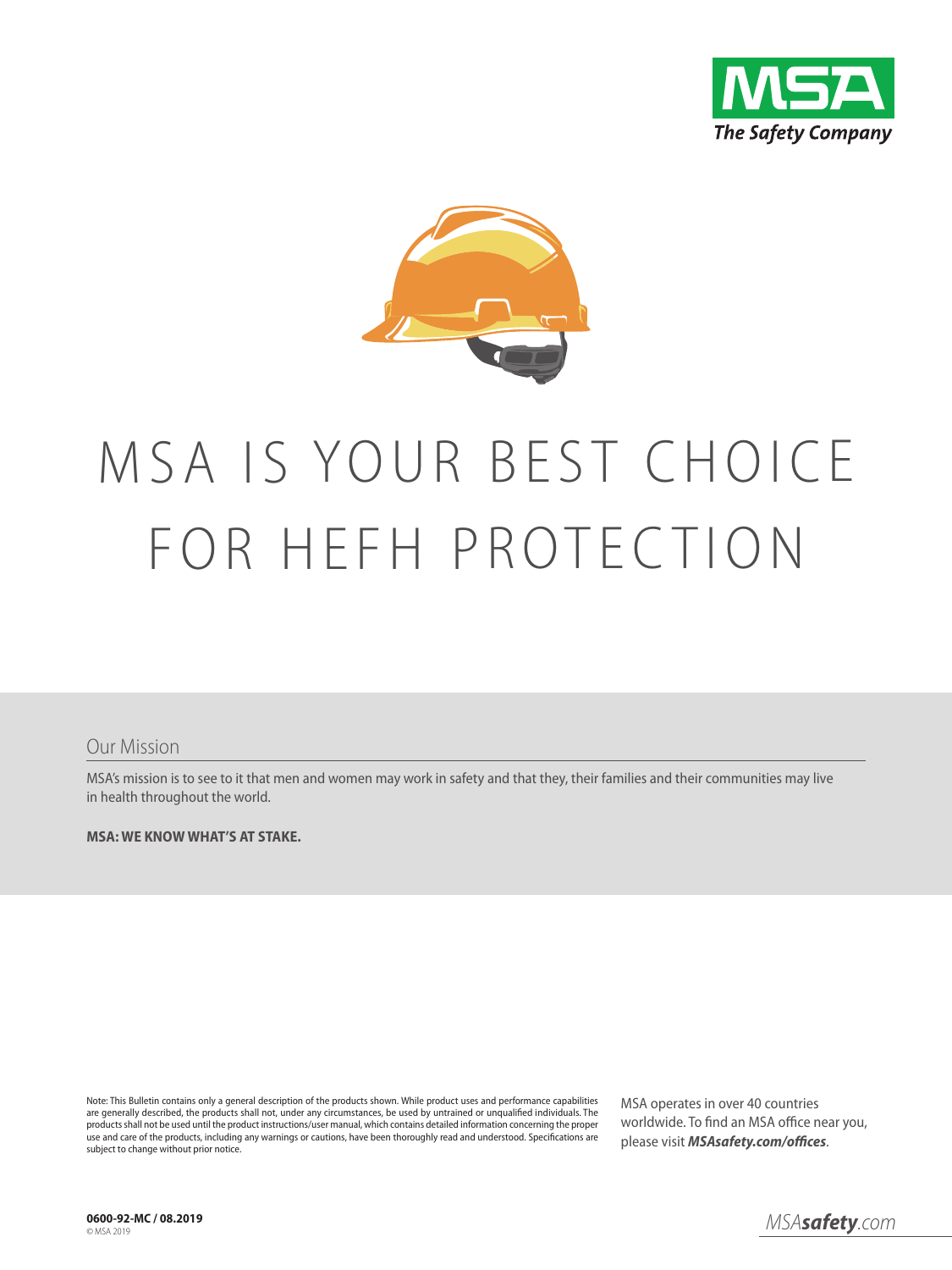# MSA IS YOUR BEST CHOICE FOR HEFH PROTECTION

## Our Mission

MSA's mission is to see to it that men and women may work in safety and that they, their families and their communities may live in health throughout the world.

**MSA: WE KNOW WHAT'S AT STAKE.**

Note: This Bulletin contains only a general description of the products shown. While product uses and performance capabilities are generally described, the products shall not, under any circumstances, be used by untrained or unqualified individuals. The products shall not be used until the product instructions/user manual, which contains detailed information concerning the proper use and care of the products, including any warnings or cautions, have been thoroughly read and understood. Specifications are subject to change without prior notice.

MSA operates in over 40 countries worldwide. To find an MSA office near you, please visit ***MSAsafety.com/offices***.

**0600-92-MC / 08.2019**
© MSA 2019

MSA***safety***.com